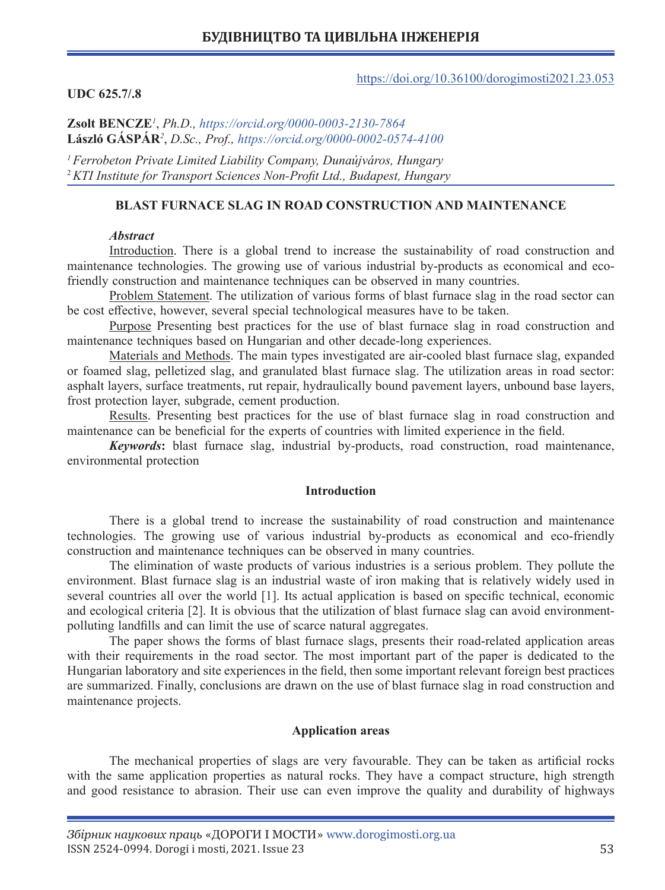https://doi.org/10.36100/dorogimosti2021.23.053

**UDC 625.7/.8**

**Zsolt BENCZE**[1], *Ph.D., https://orcid.org/0000-0003-2130-7864*
**László GÁSPÁR**[2], *D.Sc., Prof., https://orcid.org/0000-0002-0574-4100*

[1] *Ferrobeton Private Limited Liability Company, Dunaújváros, Hungary*
[2] *KTI Institute for Transport Sciences Non-Profit Ltd., Budapest, Hungary*

# BLAST FURNACE SLAG IN ROAD CONSTRUCTION AND MAINTENANCE

***Abstract***

Introduction. There is a global trend to increase the sustainability of road construction and maintenance technologies. The growing use of various industrial by-products as economical and eco-friendly construction and maintenance techniques can be observed in many countries.

Problem Statement. The utilization of various forms of blast furnace slag in the road sector can be cost effective, however, several special technological measures have to be taken.

Purpose Presenting best practices for the use of blast furnace slag in road construction and maintenance techniques based on Hungarian and other decade-long experiences.

Materials and Methods. The main types investigated are air-cooled blast furnace slag, expanded or foamed slag, pelletized slag, and granulated blast furnace slag. The utilization areas in road sector: asphalt layers, surface treatments, rut repair, hydraulically bound pavement layers, unbound base layers, frost protection layer, subgrade, cement production.

Results. Presenting best practices for the use of blast furnace slag in road construction and maintenance can be beneficial for the experts of countries with limited experience in the field.

***Keywords*****:** blast furnace slag, industrial by-products, road construction, road maintenance, environmental protection

## Introduction

There is a global trend to increase the sustainability of road construction and maintenance technologies. The growing use of various industrial by-products as economical and eco-friendly construction and maintenance techniques can be observed in many countries.

The elimination of waste products of various industries is a serious problem. They pollute the environment. Blast furnace slag is an industrial waste of iron making that is relatively widely used in several countries all over the world [1]. Its actual application is based on specific technical, economic and ecological criteria [2]. It is obvious that the utilization of blast furnace slag can avoid environment-polluting landfills and can limit the use of scarce natural aggregates.

The paper shows the forms of blast furnace slags, presents their road-related application areas with their requirements in the road sector. The most important part of the paper is dedicated to the Hungarian laboratory and site experiences in the field, then some important relevant foreign best practices are summarized. Finally, conclusions are drawn on the use of blast furnace slag in road construction and maintenance projects.

## Application areas

The mechanical properties of slags are very favourable. They can be taken as artificial rocks with the same application properties as natural rocks. They have a compact structure, high strength and good resistance to abrasion. Their use can even improve the quality and durability of highways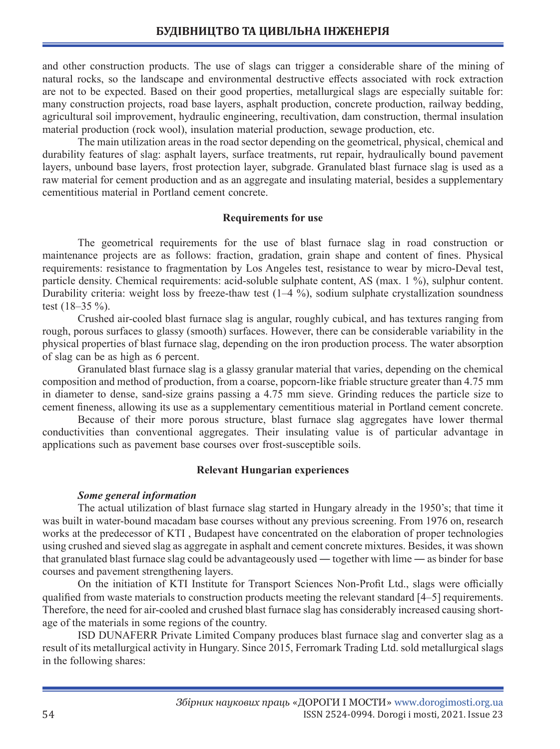and other construction products. The use of slags can trigger a considerable share of the mining of natural rocks, so the landscape and environmental destructive effects associated with rock extraction are not to be expected. Based on their good properties, metallurgical slags are especially suitable for: many construction projects, road base layers, asphalt production, concrete production, railway bedding, agricultural soil improvement, hydraulic engineering, recultivation, dam construction, thermal insulation material production (rock wool), insulation material production, sewage production, etc.

The main utilization areas in the road sector depending on the geometrical, physical, chemical and durability features of slag: asphalt layers, surface treatments, rut repair, hydraulically bound pavement layers, unbound base layers, frost protection layer, subgrade. Granulated blast furnace slag is used as a raw material for cement production and as an aggregate and insulating material, besides a supplementary cementitious material in Portland cement concrete.

## Requirements for use

The geometrical requirements for the use of blast furnace slag in road construction or maintenance projects are as follows: fraction, gradation, grain shape and content of fines. Physical requirements: resistance to fragmentation by Los Angeles test, resistance to wear by micro-Deval test, particle density. Chemical requirements: acid-soluble sulphate content, AS (max. 1 %), sulphur content. Durability criteria: weight loss by freeze-thaw test (1–4 %), sodium sulphate crystallization soundness test (18–35 %).

Crushed air-cooled blast furnace slag is angular, roughly cubical, and has textures ranging from rough, porous surfaces to glassy (smooth) surfaces. However, there can be considerable variability in the physical properties of blast furnace slag, depending on the iron production process. The water absorption of slag can be as high as 6 percent.

Granulated blast furnace slag is a glassy granular material that varies, depending on the chemical composition and method of production, from a coarse, popcorn-like friable structure greater than 4.75 mm in diameter to dense, sand-size grains passing a 4.75 mm sieve. Grinding reduces the particle size to cement fineness, allowing its use as a supplementary cementitious material in Portland cement concrete.

Because of their more porous structure, blast furnace slag aggregates have lower thermal conductivities than conventional aggregates. Their insulating value is of particular advantage in applications such as pavement base courses over frost-susceptible soils.

## Relevant Hungarian experiences

### *Some general information*

The actual utilization of blast furnace slag started in Hungary already in the 1950's; that time it was built in water-bound macadam base courses without any previous screening. From 1976 on, research works at the predecessor of KTI , Budapest have concentrated on the elaboration of proper technologies using crushed and sieved slag as aggregate in asphalt and cement concrete mixtures. Besides, it was shown that granulated blast furnace slag could be advantageously used ― together with lime ― as binder for base courses and pavement strengthening layers.

On the initiation of KTI Institute for Transport Sciences Non-Profit Ltd., slags were officially qualified from waste materials to construction products meeting the relevant standard [4–5] requirements. Therefore, the need for air-cooled and crushed blast furnace slag has considerably increased causing shortage of the materials in some regions of the country.

ISD DUNAFERR Private Limited Company produces blast furnace slag and converter slag as a result of its metallurgical activity in Hungary. Since 2015, Ferromark Trading Ltd. sold metallurgical slags in the following shares: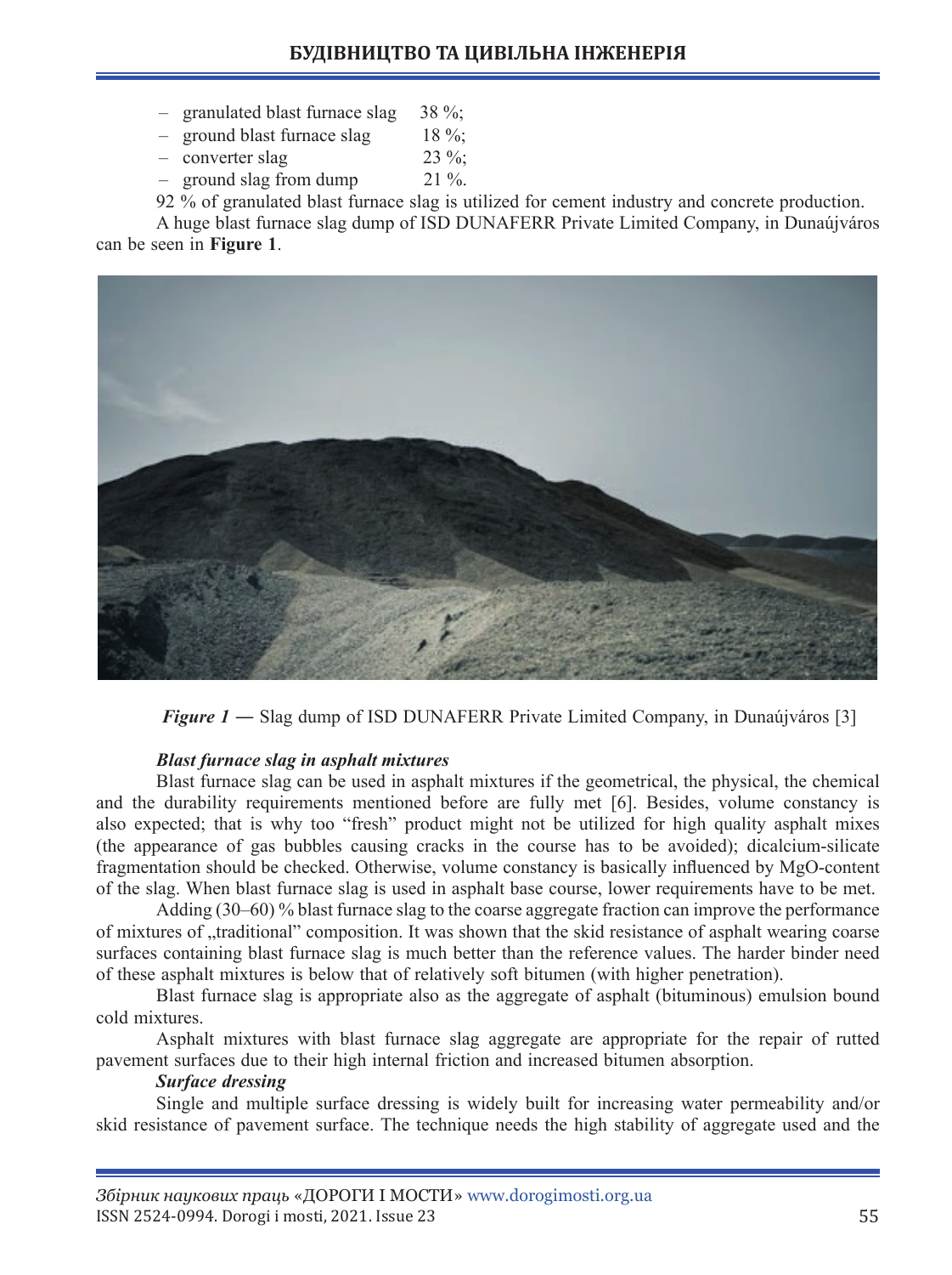- granulated blast furnace slag 38 %;
- ground blast furnace slag 18 %;
- converter slag 23 %;
- ground slag from dump 21 %.

92 % of granulated blast furnace slag is utilized for cement industry and concrete production.

A huge blast furnace slag dump of ISD DUNAFERR Private Limited Company, in Dunaújváros can be seen in **Figure 1**.

***Figure 1*** **—** Slag dump of ISD DUNAFERR Private Limited Company, in Dunaújváros [3]

***Blast furnace slag in asphalt mixtures***

Blast furnace slag can be used in asphalt mixtures if the geometrical, the physical, the chemical and the durability requirements mentioned before are fully met [6]. Besides, volume constancy is also expected; that is why too "fresh" product might not be utilized for high quality asphalt mixes (the appearance of gas bubbles causing cracks in the course has to be avoided); dicalcium-silicate fragmentation should be checked. Otherwise, volume constancy is basically influenced by MgO-content of the slag. When blast furnace slag is used in asphalt base course, lower requirements have to be met.

Adding (30–60) % blast furnace slag to the coarse aggregate fraction can improve the performance of mixtures of „traditional" composition. It was shown that the skid resistance of asphalt wearing coarse surfaces containing blast furnace slag is much better than the reference values. The harder binder need of these asphalt mixtures is below that of relatively soft bitumen (with higher penetration).

Blast furnace slag is appropriate also as the aggregate of asphalt (bituminous) emulsion bound cold mixtures.

Asphalt mixtures with blast furnace slag aggregate are appropriate for the repair of rutted pavement surfaces due to their high internal friction and increased bitumen absorption.

***Surface dressing***

Single and multiple surface dressing is widely built for increasing water permeability and/or skid resistance of pavement surface. The technique needs the high stability of aggregate used and the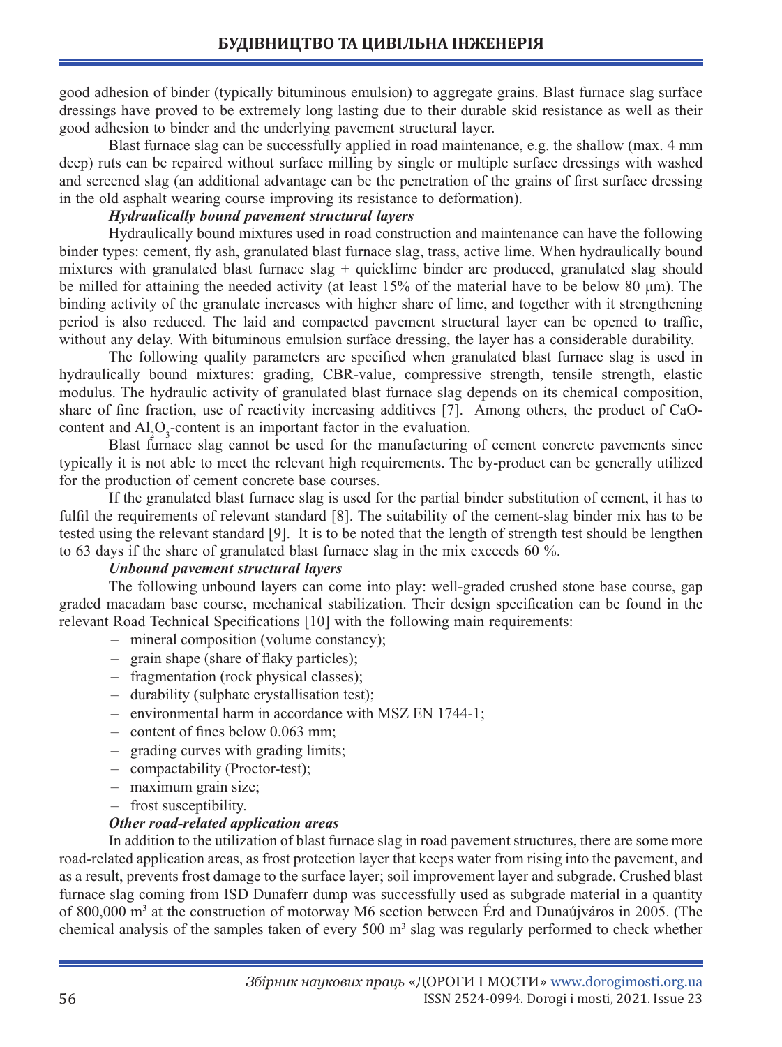good adhesion of binder (typically bituminous emulsion) to aggregate grains. Blast furnace slag surface dressings have proved to be extremely long lasting due to their durable skid resistance as well as their good adhesion to binder and the underlying pavement structural layer.

Blast furnace slag can be successfully applied in road maintenance, e.g. the shallow (max. 4 mm deep) ruts can be repaired without surface milling by single or multiple surface dressings with washed and screened slag (an additional advantage can be the penetration of the grains of first surface dressing in the old asphalt wearing course improving its resistance to deformation).

***Hydraulically bound pavement structural layers***

Hydraulically bound mixtures used in road construction and maintenance can have the following binder types: cement, fly ash, granulated blast furnace slag, trass, active lime. When hydraulically bound mixtures with granulated blast furnace slag + quicklime binder are produced, granulated slag should be milled for attaining the needed activity (at least 15% of the material have to be below 80 μm). The binding activity of the granulate increases with higher share of lime, and together with it strengthening period is also reduced. The laid and compacted pavement structural layer can be opened to traffic, without any delay. With bituminous emulsion surface dressing, the layer has a considerable durability.

The following quality parameters are specified when granulated blast furnace slag is used in hydraulically bound mixtures: grading, CBR-value, compressive strength, tensile strength, elastic modulus. The hydraulic activity of granulated blast furnace slag depends on its chemical composition, share of fine fraction, use of reactivity increasing additives [7]. Among others, the product of CaO-content and $Al_2O_3$-content is an important factor in the evaluation.

Blast furnace slag cannot be used for the manufacturing of cement concrete pavements since typically it is not able to meet the relevant high requirements. The by-product can be generally utilized for the production of cement concrete base courses.

If the granulated blast furnace slag is used for the partial binder substitution of cement, it has to fulfil the requirements of relevant standard [8]. The suitability of the cement-slag binder mix has to be tested using the relevant standard [9]. It is to be noted that the length of strength test should be lengthen to 63 days if the share of granulated blast furnace slag in the mix exceeds 60 %.

***Unbound pavement structural layers***

The following unbound layers can come into play: well-graded crushed stone base course, gap graded macadam base course, mechanical stabilization. Their design specification can be found in the relevant Road Technical Specifications [10] with the following main requirements:

- mineral composition (volume constancy);
- grain shape (share of flaky particles);
- fragmentation (rock physical classes);
- durability (sulphate crystallisation test);
- environmental harm in accordance with MSZ EN 1744-1;
- content of fines below 0.063 mm;
- grading curves with grading limits;
- compactability (Proctor-test);
- maximum grain size;
- frost susceptibility.

***Other road-related application areas***

In addition to the utilization of blast furnace slag in road pavement structures, there are some more road-related application areas, as frost protection layer that keeps water from rising into the pavement, and as a result, prevents frost damage to the surface layer; soil improvement layer and subgrade. Crushed blast furnace slag coming from ISD Dunaferr dump was successfully used as subgrade material in a quantity of 800,000 $m^3$ at the construction of motorway M6 section between Érd and Dunaújváros in 2005. (The chemical analysis of the samples taken of every 500 $m^3$ slag was regularly performed to check whether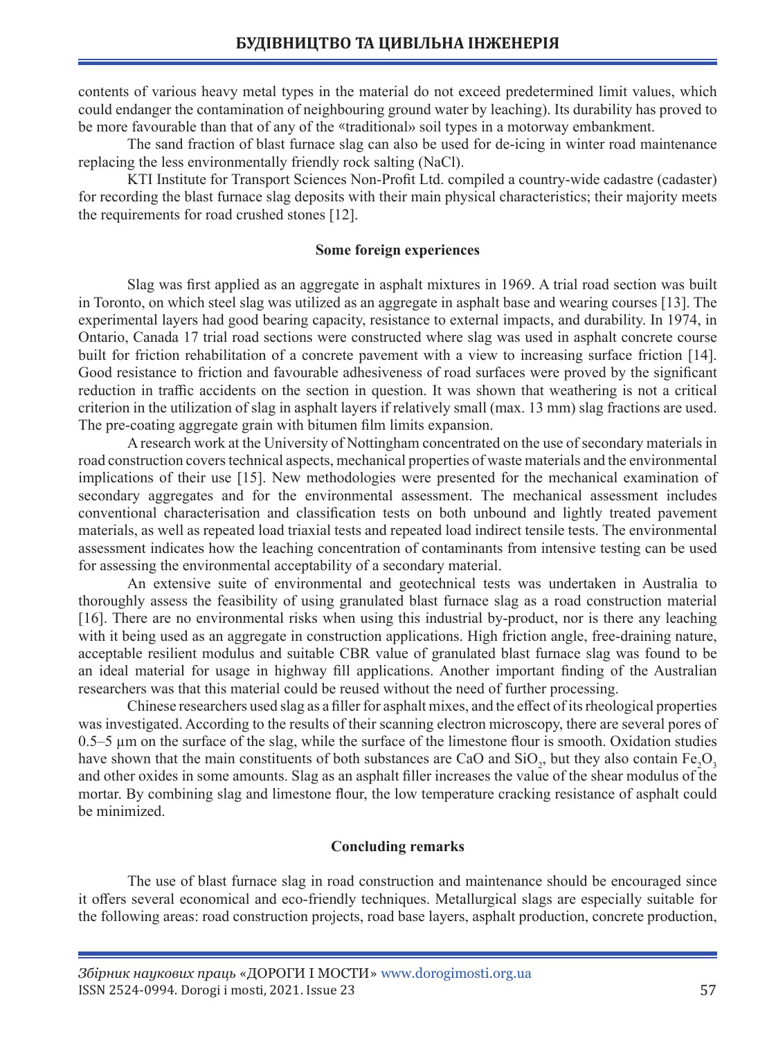contents of various heavy metal types in the material do not exceed predetermined limit values, which could endanger the contamination of neighbouring ground water by leaching). Its durability has proved to be more favourable than that of any of the «traditional» soil types in a motorway embankment.

The sand fraction of blast furnace slag can also be used for de-icing in winter road maintenance replacing the less environmentally friendly rock salting (NaCl).

KTI Institute for Transport Sciences Non-Profit Ltd. compiled a country-wide cadastre (cadaster) for recording the blast furnace slag deposits with their main physical characteristics; their majority meets the requirements for road crushed stones [12].

### Some foreign experiences

Slag was first applied as an aggregate in asphalt mixtures in 1969. A trial road section was built in Toronto, on which steel slag was utilized as an aggregate in asphalt base and wearing courses [13]. The experimental layers had good bearing capacity, resistance to external impacts, and durability. In 1974, in Ontario, Canada 17 trial road sections were constructed where slag was used in asphalt concrete course built for friction rehabilitation of a concrete pavement with a view to increasing surface friction [14]. Good resistance to friction and favourable adhesiveness of road surfaces were proved by the significant reduction in traffic accidents on the section in question. It was shown that weathering is not a critical criterion in the utilization of slag in asphalt layers if relatively small (max. 13 mm) slag fractions are used. The pre-coating aggregate grain with bitumen film limits expansion.

A research work at the University of Nottingham concentrated on the use of secondary materials in road construction covers technical aspects, mechanical properties of waste materials and the environmental implications of their use [15]. New methodologies were presented for the mechanical examination of secondary aggregates and for the environmental assessment. The mechanical assessment includes conventional characterisation and classification tests on both unbound and lightly treated pavement materials, as well as repeated load triaxial tests and repeated load indirect tensile tests. The environmental assessment indicates how the leaching concentration of contaminants from intensive testing can be used for assessing the environmental acceptability of a secondary material.

An extensive suite of environmental and geotechnical tests was undertaken in Australia to thoroughly assess the feasibility of using granulated blast furnace slag as a road construction material [16]. There are no environmental risks when using this industrial by-product, nor is there any leaching with it being used as an aggregate in construction applications. High friction angle, free-draining nature, acceptable resilient modulus and suitable CBR value of granulated blast furnace slag was found to be an ideal material for usage in highway fill applications. Another important finding of the Australian researchers was that this material could be reused without the need of further processing.

Chinese researchers used slag as a filler for asphalt mixes, and the effect of its rheological properties was investigated. According to the results of their scanning electron microscopy, there are several pores of 0.5–5 μm on the surface of the slag, while the surface of the limestone flour is smooth. Oxidation studies have shown that the main constituents of both substances are CaO and $SiO_2$, but they also contain $Fe_2O_3$ and other oxides in some amounts. Slag as an asphalt filler increases the value of the shear modulus of the mortar. By combining slag and limestone flour, the low temperature cracking resistance of asphalt could be minimized.

### Concluding remarks

The use of blast furnace slag in road construction and maintenance should be encouraged since it offers several economical and eco-friendly techniques. Metallurgical slags are especially suitable for the following areas: road construction projects, road base layers, asphalt production, concrete production,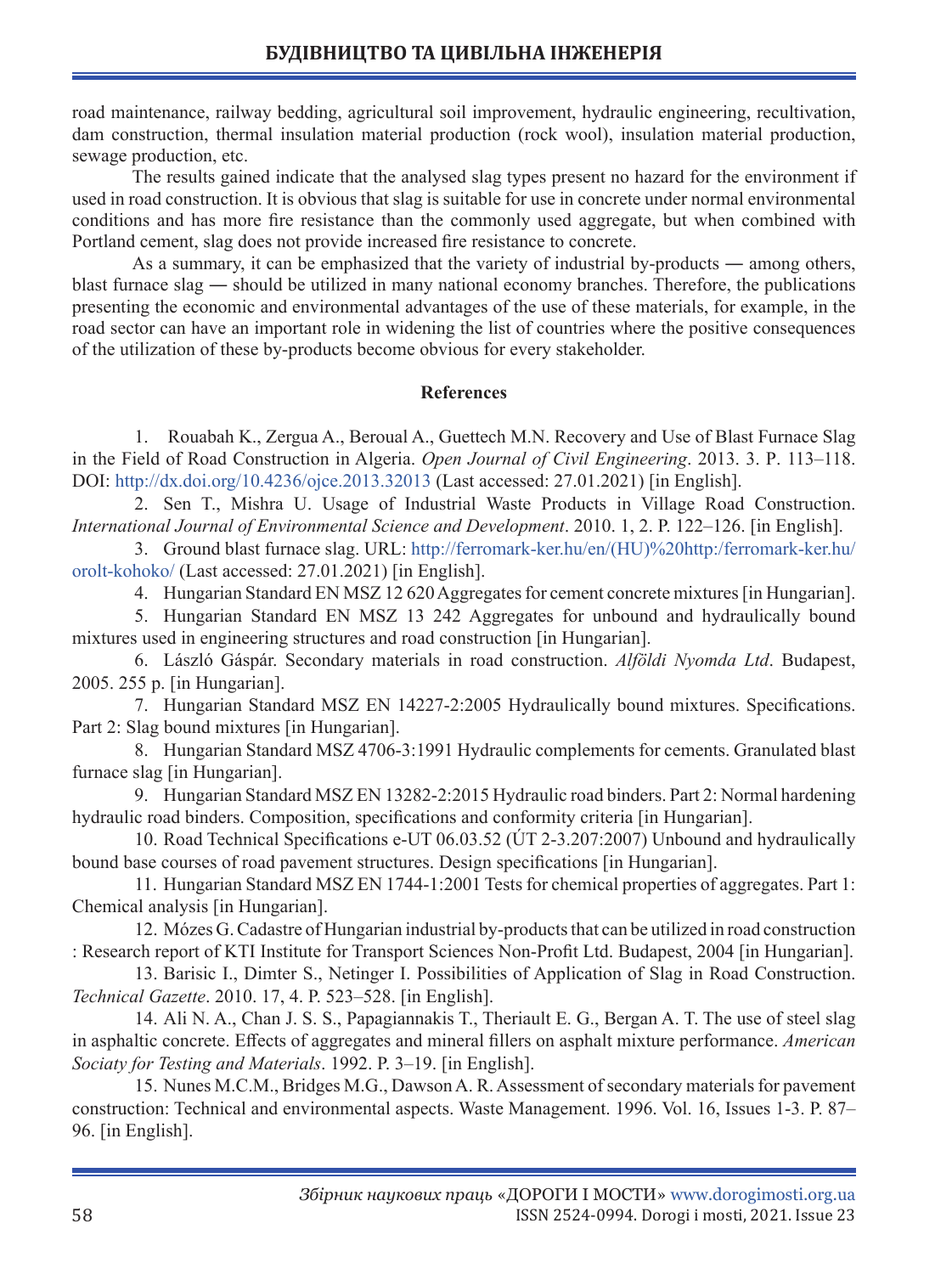road maintenance, railway bedding, agricultural soil improvement, hydraulic engineering, recultivation, dam construction, thermal insulation material production (rock wool), insulation material production, sewage production, etc.

The results gained indicate that the analysed slag types present no hazard for the environment if used in road construction. It is obvious that slag is suitable for use in concrete under normal environmental conditions and has more fire resistance than the commonly used aggregate, but when combined with Portland cement, slag does not provide increased fire resistance to concrete.

As a summary, it can be emphasized that the variety of industrial by-products ― among others, blast furnace slag ― should be utilized in many national economy branches. Therefore, the publications presenting the economic and environmental advantages of the use of these materials, for example, in the road sector can have an important role in widening the list of countries where the positive consequences of the utilization of these by-products become obvious for every stakeholder.

## References

1. Rouabah K., Zergua A., Beroual A., Guettech M.N. Recovery and Use of Blast Furnace Slag in the Field of Road Construction in Algeria. *Open Journal of Civil Engineering*. 2013. 3. P. 113–118. DOI: http://dx.doi.org/10.4236/ojce.2013.32013 (Last accessed: 27.01.2021) [in English].
2. Sen T., Mishra U. Usage of Industrial Waste Products in Village Road Construction. *International Journal of Environmental Science and Development*. 2010. 1, 2. P. 122–126. [in English].
3. Ground blast furnace slag. URL: http://ferromark-ker.hu/en/(HU)%20http:/ferromark-ker.hu/orolt-kohoko/ (Last accessed: 27.01.2021) [in English].
4. Hungarian Standard EN MSZ 12 620 Aggregates for cement concrete mixtures [in Hungarian].
5. Hungarian Standard EN MSZ 13 242 Aggregates for unbound and hydraulically bound mixtures used in engineering structures and road construction [in Hungarian].
6. László Gáspár. Secondary materials in road construction. *Alföldi Nyomda Ltd*. Budapest, 2005. 255 p. [in Hungarian].
7. Hungarian Standard MSZ EN 14227-2:2005 Hydraulically bound mixtures. Specifications. Part 2: Slag bound mixtures [in Hungarian].
8. Hungarian Standard MSZ 4706-3:1991 Hydraulic complements for cements. Granulated blast furnace slag [in Hungarian].
9. Hungarian Standard MSZ EN 13282-2:2015 Hydraulic road binders. Part 2: Normal hardening hydraulic road binders. Composition, specifications and conformity criteria [in Hungarian].
10. Road Technical Specifications e-UT 06.03.52 (ÚT 2-3.207:2007) Unbound and hydraulically bound base courses of road pavement structures. Design specifications [in Hungarian].
11. Hungarian Standard MSZ EN 1744-1:2001 Tests for chemical properties of aggregates. Part 1: Chemical analysis [in Hungarian].
12. Mózes G. Cadastre of Hungarian industrial by-products that can be utilized in road construction : Research report of KTI Institute for Transport Sciences Non-Profit Ltd. Budapest, 2004 [in Hungarian].
13. Barisic I., Dimter S., Netinger I. Possibilities of Application of Slag in Road Construction. *Technical Gazette*. 2010. 17, 4. P. 523–528. [in English].
14. Ali N. A., Chan J. S. S., Papagiannakis T., Theriault E. G., Bergan A. T. The use of steel slag in asphaltic concrete. Effects of aggregates and mineral fillers on asphalt mixture performance. *American Sociaty for Testing and Materials*. 1992. P. 3–19. [in English].
15. Nunes M.C.M., Bridges M.G., Dawson A. R. Assessment of secondary materials for pavement construction: Technical and environmental aspects. Waste Management. 1996. Vol. 16, Issues 1-3. P. 87–96. [in English].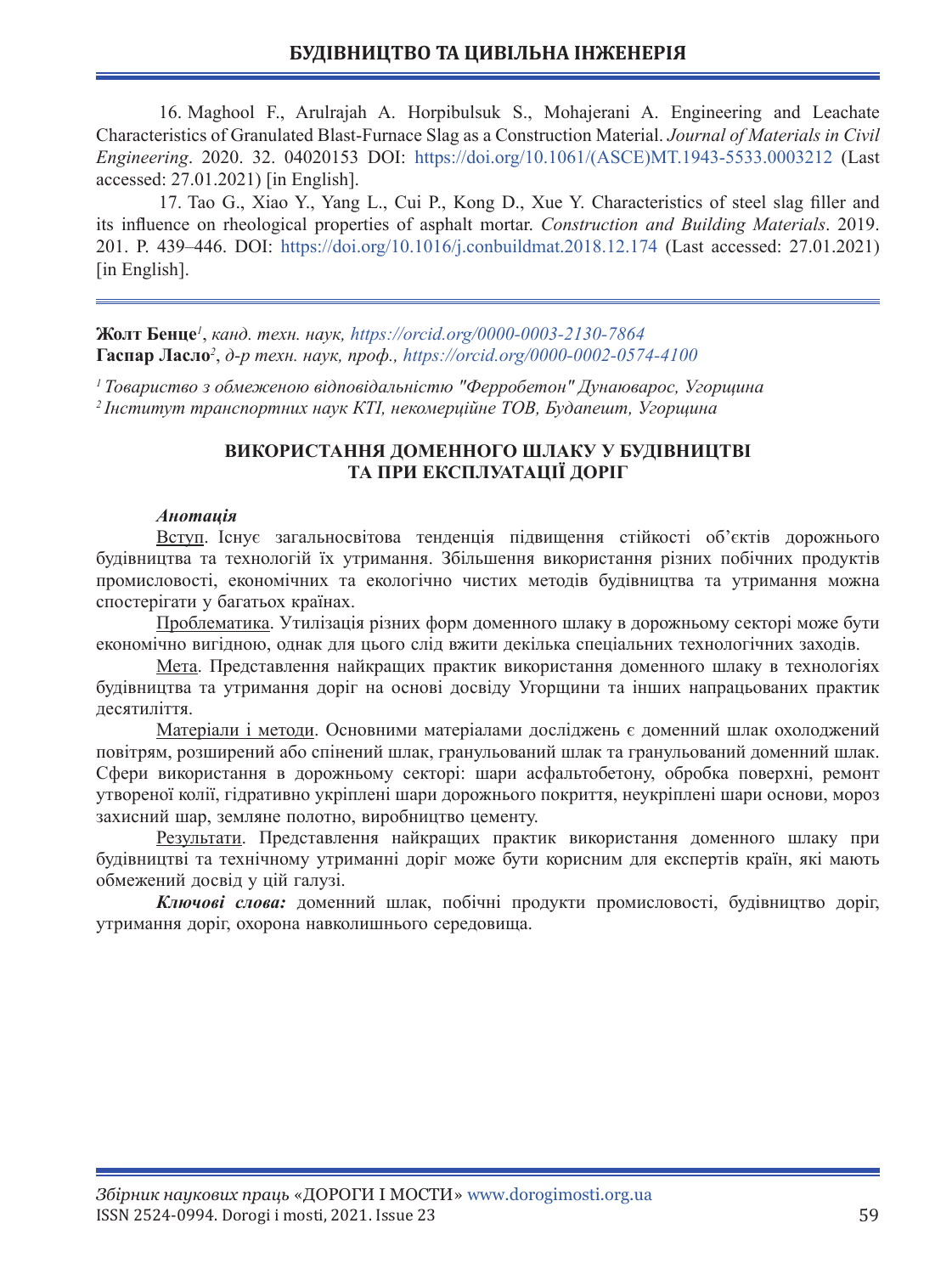16. Maghool F., Arulrajah A. Horpibulsuk S., Mohajerani A. Engineering and Leachate Characteristics of Granulated Blast-Furnace Slag as a Construction Material. *Journal of Materials in Civil Engineering*. 2020. 32. 04020153 DOI: https://doi.org/10.1061/(ASCE)MT.1943-5533.0003212 (Last accessed: 27.01.2021) [in English].

17. Tao G., Xiao Y., Yang L., Cui P., Kong D., Xue Y. Characteristics of steel slag filler and its influence on rheological properties of asphalt mortar. *Construction and Building Materials*. 2019. 201. P. 439–446. DOI: https://doi.org/10.1016/j.conbuildmat.2018.12.174 (Last accessed: 27.01.2021) [in English].

---

**Жолт Бенце**[1], *канд. техн. наук, https://orcid.org/0000-0003-2130-7864*
**Гаспар Ласло**[2], *д-р техн. наук, проф., https://orcid.org/0000-0002-0574-4100*

*[1] Товариство з обмеженою відповідальністю "Ферробетон" Дунаюварос, Угорщина*
*[2] Інститут транспортних наук КТІ, некомерційне ТОВ, Будапешт, Угорщина*

## ВИКОРИСТАННЯ ДОМЕННОГО ШЛАКУ У БУДІВНИЦТВІ ТА ПРИ ЕКСПЛУАТАЦІЇ ДОРІГ

***Анотація***

Вступ. Існує загальносвітова тенденція підвищення стійкості об'єктів дорожнього будівництва та технологій їх утримання. Збільшення використання різних побічних продуктів промисловості, економічних та екологічно чистих методів будівництва та утримання можна спостерігати у багатьох країнах.

Проблематика. Утилізація різних форм доменного шлаку в дорожньому секторі може бути економічно вигідною, однак для цього слід вжити декілька спеціальних технологічних заходів.

Мета. Представлення найкращих практик використання доменного шлаку в технологіях будівництва та утримання доріг на основі досвіду Угорщини та інших напрацьованих практик десятиліття.

Матеріали і методи. Основними матеріалами досліджень є доменний шлак охолоджений повітрям, розширений або спінений шлак, гранульований шлак та гранульований доменний шлак. Сфери використання в дорожньому секторі: шари асфальтобетону, обробка поверхні, ремонт утвореної колії, гідративно укріплені шари дорожнього покриття, неукріплені шари основи, мороз захисний шар, земляне полотно, виробництво цементу.

Результати. Представлення найкращих практик використання доменного шлаку при будівництві та технічному утриманні доріг може бути корисним для експертів країн, які мають обмежений досвід у цій галузі.

***Ключові слова:*** доменний шлак, побічні продукти промисловості, будівництво доріг, утримання доріг, охорона навколишнього середовища.